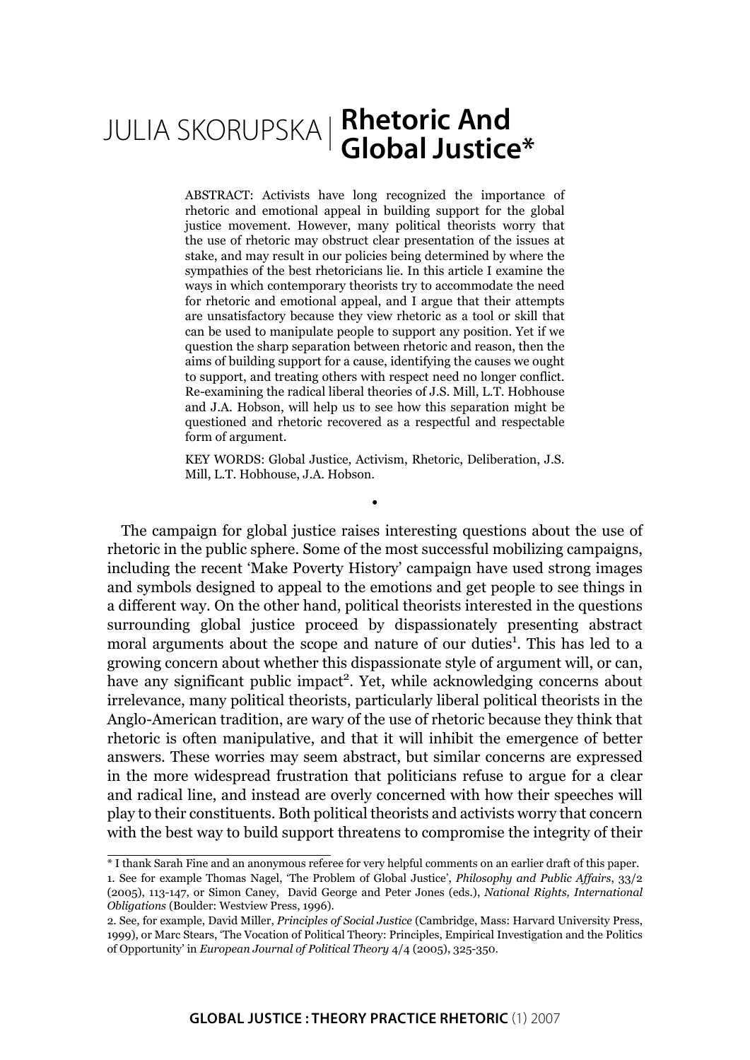# JULIA SKORUPSKA | Rhetoric And Global Justice*

ABSTRACT: Activists have long recognized the importance of rhetoric and emotional appeal in building support for the global justice movement. However, many political theorists worry that the use of rhetoric may obstruct clear presentation of the issues at stake, and may result in our policies being determined by where the sympathies of the best rhetoricians lie. In this article I examine the ways in which contemporary theorists try to accommodate the need for rhetoric and emotional appeal, and I argue that their attempts are unsatisfactory because they view rhetoric as a tool or skill that can be used to manipulate people to support any position. Yet if we question the sharp separation between rhetoric and reason, then the aims of building support for a cause, identifying the causes we ought to support, and treating others with respect need no longer conflict. Re-examining the radical liberal theories of J.S. Mill, L.T. Hobhouse and J.A. Hobson, will help us to see how this separation might be questioned and rhetoric recovered as a respectful and respectable form of argument.

KEY WORDS: Global Justice, Activism, Rhetoric, Deliberation, J.S. Mill, L.T. Hobhouse, J.A. Hobson.

•

The campaign for global justice raises interesting questions about the use of rhetoric in the public sphere. Some of the most successful mobilizing campaigns, including the recent 'Make Poverty History' campaign have used strong images and symbols designed to appeal to the emotions and get people to see things in a different way. On the other hand, political theorists interested in the questions surrounding global justice proceed by dispassionately presenting abstract moral arguments about the scope and nature of our duties[1]. This has led to a growing concern about whether this dispassionate style of argument will, or can, have any significant public impact[2]. Yet, while acknowledging concerns about irrelevance, many political theorists, particularly liberal political theorists in the Anglo-American tradition, are wary of the use of rhetoric because they think that rhetoric is often manipulative, and that it will inhibit the emergence of better answers. These worries may seem abstract, but similar concerns are expressed in the more widespread frustration that politicians refuse to argue for a clear and radical line, and instead are overly concerned with how their speeches will play to their constituents. Both political theorists and activists worry that concern with the best way to build support threatens to compromise the integrity of their

---

* I thank Sarah Fine and an anonymous referee for very helpful comments on an earlier draft of this paper.

1. See for example Thomas Nagel, 'The Problem of Global Justice', *Philosophy and Public Affairs*, 33/2 (2005), 113-147, or Simon Caney, David George and Peter Jones (eds.), *National Rights, International Obligations* (Boulder: Westview Press, 1996).

2. See, for example, David Miller, *Principles of Social Justice* (Cambridge, Mass: Harvard University Press, 1999), or Marc Stears, 'The Vocation of Political Theory: Principles, Empirical Investigation and the Politics of Opportunity' in *European Journal of Political Theory* 4/4 (2005), 325-350.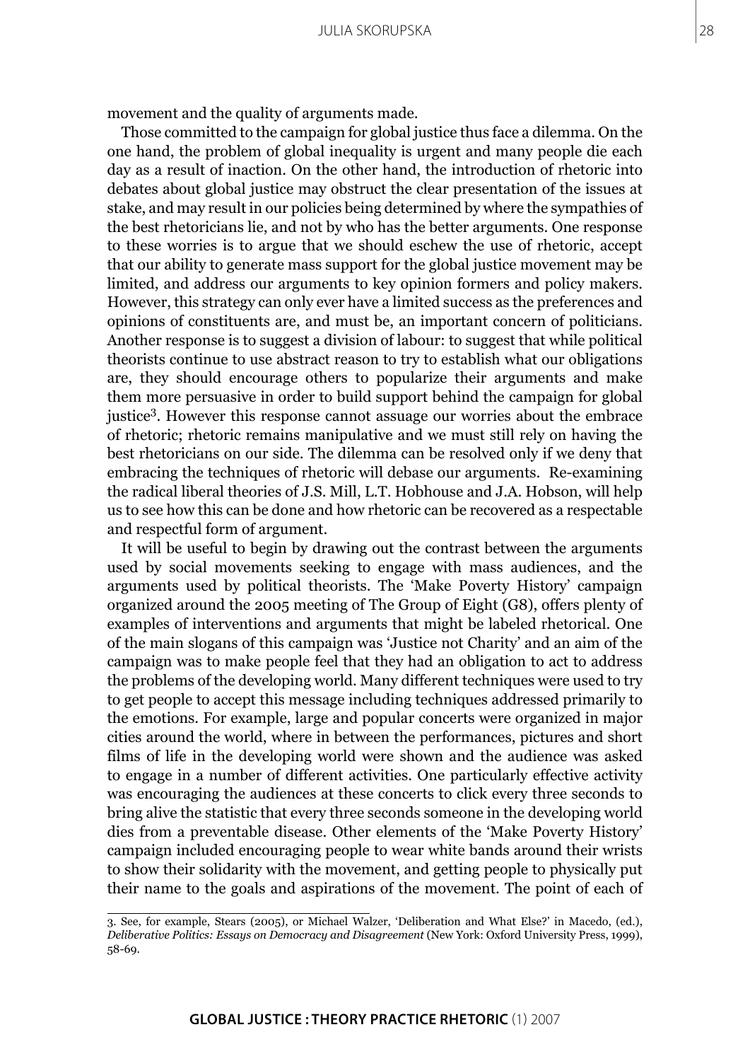movement and the quality of arguments made.

Those committed to the campaign for global justice thus face a dilemma. On the one hand, the problem of global inequality is urgent and many people die each day as a result of inaction. On the other hand, the introduction of rhetoric into debates about global justice may obstruct the clear presentation of the issues at stake, and may result in our policies being determined by where the sympathies of the best rhetoricians lie, and not by who has the better arguments. One response to these worries is to argue that we should eschew the use of rhetoric, accept that our ability to generate mass support for the global justice movement may be limited, and address our arguments to key opinion formers and policy makers. However, this strategy can only ever have a limited success as the preferences and opinions of constituents are, and must be, an important concern of politicians. Another response is to suggest a division of labour: to suggest that while political theorists continue to use abstract reason to try to establish what our obligations are, they should encourage others to popularize their arguments and make them more persuasive in order to build support behind the campaign for global justice[3]. However this response cannot assuage our worries about the embrace of rhetoric; rhetoric remains manipulative and we must still rely on having the best rhetoricians on our side. The dilemma can be resolved only if we deny that embracing the techniques of rhetoric will debase our arguments. Re-examining the radical liberal theories of J.S. Mill, L.T. Hobhouse and J.A. Hobson, will help us to see how this can be done and how rhetoric can be recovered as a respectable and respectful form of argument.

It will be useful to begin by drawing out the contrast between the arguments used by social movements seeking to engage with mass audiences, and the arguments used by political theorists. The 'Make Poverty History' campaign organized around the 2005 meeting of The Group of Eight (G8), offers plenty of examples of interventions and arguments that might be labeled rhetorical. One of the main slogans of this campaign was 'Justice not Charity' and an aim of the campaign was to make people feel that they had an obligation to act to address the problems of the developing world. Many different techniques were used to try to get people to accept this message including techniques addressed primarily to the emotions. For example, large and popular concerts were organized in major cities around the world, where in between the performances, pictures and short films of life in the developing world were shown and the audience was asked to engage in a number of different activities. One particularly effective activity was encouraging the audiences at these concerts to click every three seconds to bring alive the statistic that every three seconds someone in the developing world dies from a preventable disease. Other elements of the 'Make Poverty History' campaign included encouraging people to wear white bands around their wrists to show their solidarity with the movement, and getting people to physically put their name to the goals and aspirations of the movement. The point of each of

---

3. See, for example, Stears (2005), or Michael Walzer, 'Deliberation and What Else?' in Macedo, (ed.), *Deliberative Politics: Essays on Democracy and Disagreement* (New York: Oxford University Press, 1999), 58-69.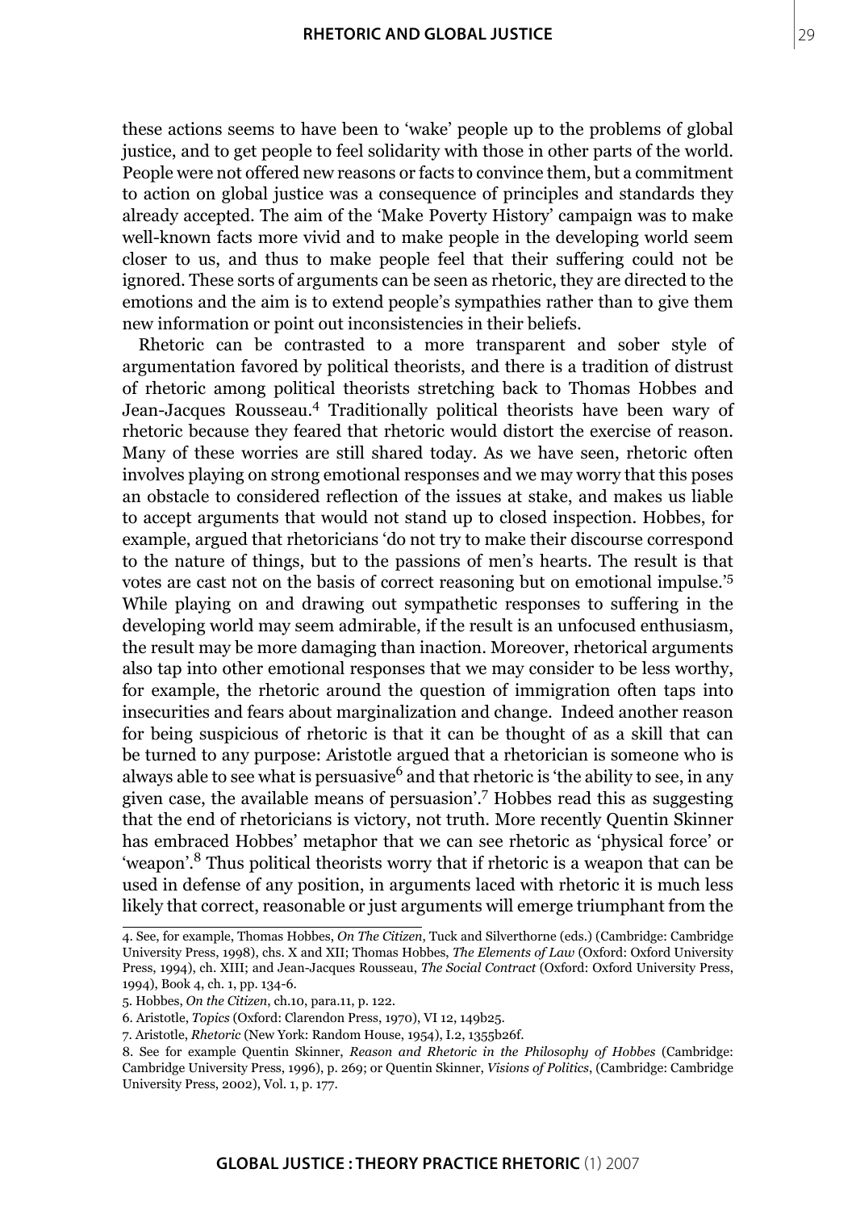these actions seems to have been to 'wake' people up to the problems of global justice, and to get people to feel solidarity with those in other parts of the world. People were not offered new reasons or facts to convince them, but a commitment to action on global justice was a consequence of principles and standards they already accepted. The aim of the 'Make Poverty History' campaign was to make well-known facts more vivid and to make people in the developing world seem closer to us, and thus to make people feel that their suffering could not be ignored. These sorts of arguments can be seen as rhetoric, they are directed to the emotions and the aim is to extend people's sympathies rather than to give them new information or point out inconsistencies in their beliefs.

Rhetoric can be contrasted to a more transparent and sober style of argumentation favored by political theorists, and there is a tradition of distrust of rhetoric among political theorists stretching back to Thomas Hobbes and Jean-Jacques Rousseau.[4] Traditionally political theorists have been wary of rhetoric because they feared that rhetoric would distort the exercise of reason. Many of these worries are still shared today. As we have seen, rhetoric often involves playing on strong emotional responses and we may worry that this poses an obstacle to considered reflection of the issues at stake, and makes us liable to accept arguments that would not stand up to closed inspection. Hobbes, for example, argued that rhetoricians 'do not try to make their discourse correspond to the nature of things, but to the passions of men's hearts. The result is that votes are cast not on the basis of correct reasoning but on emotional impulse.'[5] While playing on and drawing out sympathetic responses to suffering in the developing world may seem admirable, if the result is an unfocused enthusiasm, the result may be more damaging than inaction. Moreover, rhetorical arguments also tap into other emotional responses that we may consider to be less worthy, for example, the rhetoric around the question of immigration often taps into insecurities and fears about marginalization and change. Indeed another reason for being suspicious of rhetoric is that it can be thought of as a skill that can be turned to any purpose: Aristotle argued that a rhetorician is someone who is always able to see what is persuasive[6] and that rhetoric is 'the ability to see, in any given case, the available means of persuasion'.[7] Hobbes read this as suggesting that the end of rhetoricians is victory, not truth. More recently Quentin Skinner has embraced Hobbes' metaphor that we can see rhetoric as 'physical force' or 'weapon'.[8] Thus political theorists worry that if rhetoric is a weapon that can be used in defense of any position, in arguments laced with rhetoric it is much less likely that correct, reasonable or just arguments will emerge triumphant from the

---

4. See, for example, Thomas Hobbes, *On The Citizen*, Tuck and Silverthorne (eds.) (Cambridge: Cambridge University Press, 1998), chs. X and XII; Thomas Hobbes, *The Elements of Law* (Oxford: Oxford University Press, 1994), ch. XIII; and Jean-Jacques Rousseau, *The Social Contract* (Oxford: Oxford University Press, 1994), Book 4, ch. 1, pp. 134-6.

5. Hobbes, *On the Citizen*, ch.10, para.11, p. 122.

6. Aristotle, *Topics* (Oxford: Clarendon Press, 1970), VI 12, 149b25.

7. Aristotle, *Rhetoric* (New York: Random House, 1954), I.2, 1355b26f.

8. See for example Quentin Skinner, *Reason and Rhetoric in the Philosophy of Hobbes* (Cambridge: Cambridge University Press, 1996), p. 269; or Quentin Skinner, *Visions of Politics*, (Cambridge: Cambridge University Press, 2002), Vol. 1, p. 177.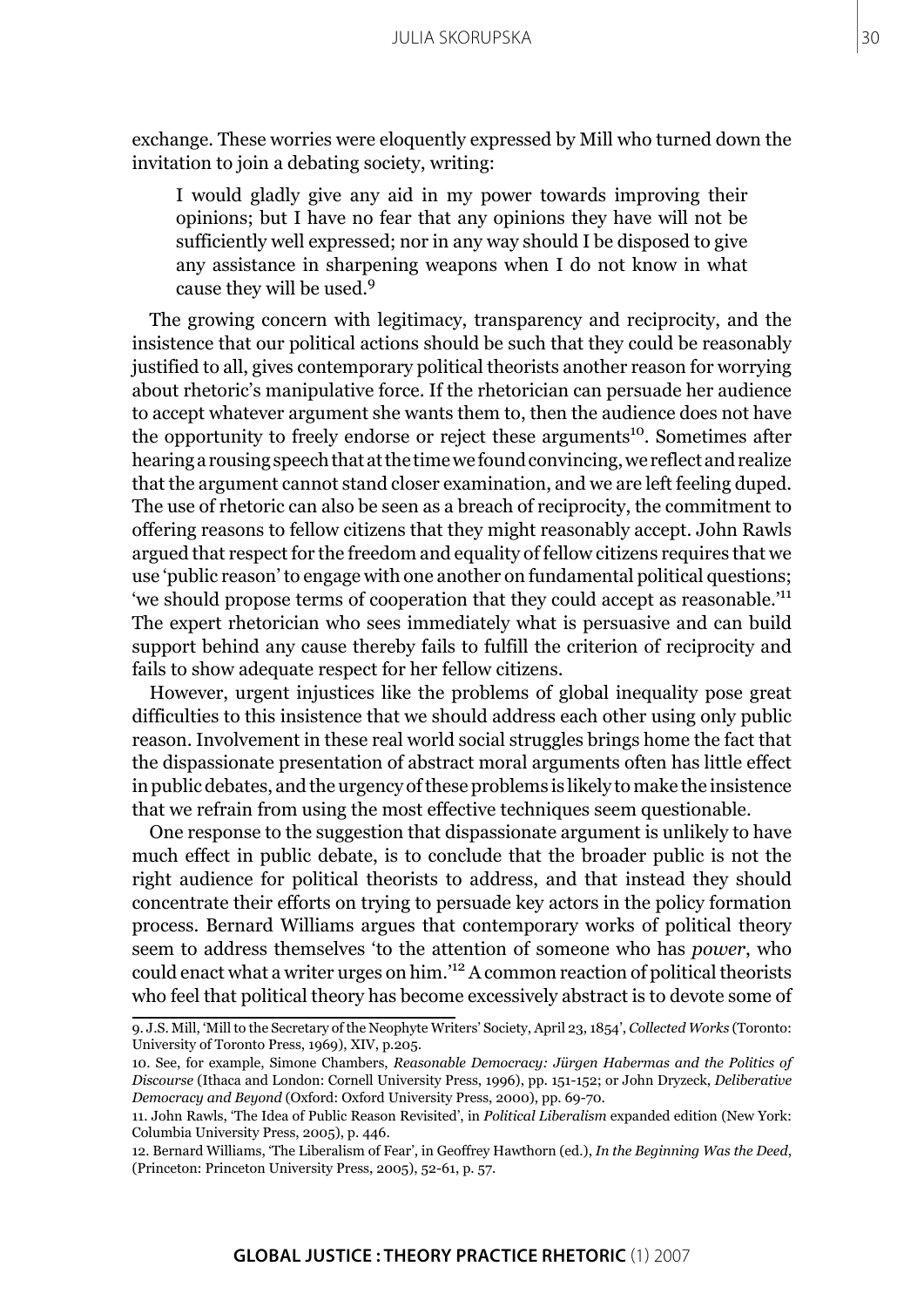exchange. These worries were eloquently expressed by Mill who turned down the invitation to join a debating society, writing:

> I would gladly give any aid in my power towards improving their opinions; but I have no fear that any opinions they have will not be sufficiently well expressed; nor in any way should I be disposed to give any assistance in sharpening weapons when I do not know in what cause they will be used.[9]

The growing concern with legitimacy, transparency and reciprocity, and the insistence that our political actions should be such that they could be reasonably justified to all, gives contemporary political theorists another reason for worrying about rhetoric's manipulative force. If the rhetorician can persuade her audience to accept whatever argument she wants them to, then the audience does not have the opportunity to freely endorse or reject these arguments[10]. Sometimes after hearing a rousing speech that at the time we found convincing, we reflect and realize that the argument cannot stand closer examination, and we are left feeling duped. The use of rhetoric can also be seen as a breach of reciprocity, the commitment to offering reasons to fellow citizens that they might reasonably accept. John Rawls argued that respect for the freedom and equality of fellow citizens requires that we use 'public reason' to engage with one another on fundamental political questions; 'we should propose terms of cooperation that they could accept as reasonable.'[11] The expert rhetorician who sees immediately what is persuasive and can build support behind any cause thereby fails to fulfill the criterion of reciprocity and fails to show adequate respect for her fellow citizens.

However, urgent injustices like the problems of global inequality pose great difficulties to this insistence that we should address each other using only public reason. Involvement in these real world social struggles brings home the fact that the dispassionate presentation of abstract moral arguments often has little effect in public debates, and the urgency of these problems is likely to make the insistence that we refrain from using the most effective techniques seem questionable.

One response to the suggestion that dispassionate argument is unlikely to have much effect in public debate, is to conclude that the broader public is not the right audience for political theorists to address, and that instead they should concentrate their efforts on trying to persuade key actors in the policy formation process. Bernard Williams argues that contemporary works of political theory seem to address themselves 'to the attention of someone who has *power*, who could enact what a writer urges on him.'[12] A common reaction of political theorists who feel that political theory has become excessively abstract is to devote some of

---

9. J.S. Mill, 'Mill to the Secretary of the Neophyte Writers' Society, April 23, 1854', *Collected Works* (Toronto: University of Toronto Press, 1969), XIV, p.205.

10. See, for example, Simone Chambers, *Reasonable Democracy: Jürgen Habermas and the Politics of Discourse* (Ithaca and London: Cornell University Press, 1996), pp. 151-152; or John Dryzeck, *Deliberative Democracy and Beyond* (Oxford: Oxford University Press, 2000), pp. 69-70.

11. John Rawls, 'The Idea of Public Reason Revisited', in *Political Liberalism* expanded edition (New York: Columbia University Press, 2005), p. 446.

12. Bernard Williams, 'The Liberalism of Fear', in Geoffrey Hawthorn (ed.), *In the Beginning Was the Deed*, (Princeton: Princeton University Press, 2005), 52-61, p. 57.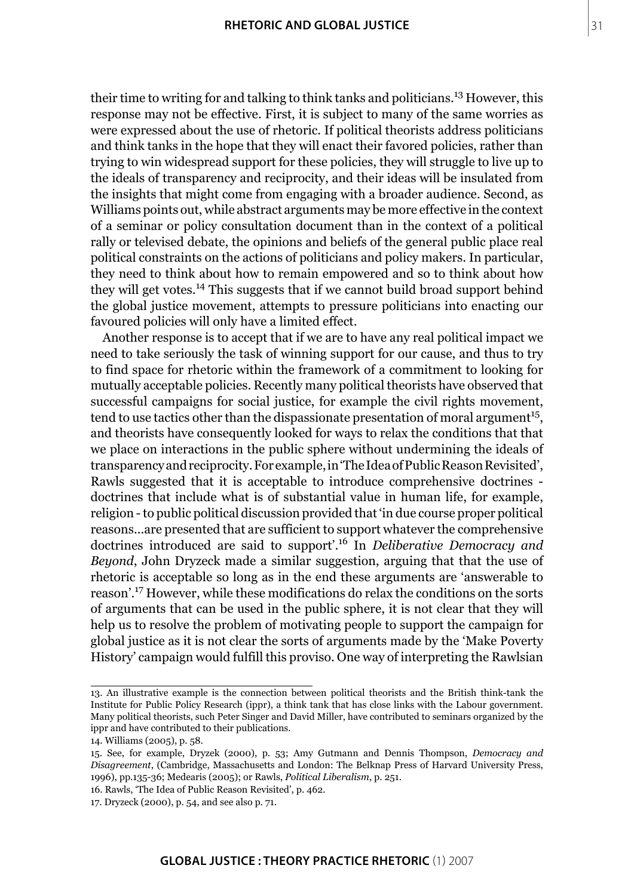their time to writing for and talking to think tanks and politicians.[13] However, this response may not be effective. First, it is subject to many of the same worries as were expressed about the use of rhetoric. If political theorists address politicians and think tanks in the hope that they will enact their favored policies, rather than trying to win widespread support for these policies, they will struggle to live up to the ideals of transparency and reciprocity, and their ideas will be insulated from the insights that might come from engaging with a broader audience. Second, as Williams points out, while abstract arguments may be more effective in the context of a seminar or policy consultation document than in the context of a political rally or televised debate, the opinions and beliefs of the general public place real political constraints on the actions of politicians and policy makers. In particular, they need to think about how to remain empowered and so to think about how they will get votes.[14] This suggests that if we cannot build broad support behind the global justice movement, attempts to pressure politicians into enacting our favoured policies will only have a limited effect.

Another response is to accept that if we are to have any real political impact we need to take seriously the task of winning support for our cause, and thus to try to find space for rhetoric within the framework of a commitment to looking for mutually acceptable policies. Recently many political theorists have observed that successful campaigns for social justice, for example the civil rights movement, tend to use tactics other than the dispassionate presentation of moral argument[15], and theorists have consequently looked for ways to relax the conditions that that we place on interactions in the public sphere without undermining the ideals of transparency and reciprocity. For example, in 'The Idea of Public Reason Revisited', Rawls suggested that it is acceptable to introduce comprehensive doctrines - doctrines that include what is of substantial value in human life, for example, religion - to public political discussion provided that 'in due course proper political reasons...are presented that are sufficient to support whatever the comprehensive doctrines introduced are said to support'.[16] In *Deliberative Democracy and Beyond*, John Dryzeck made a similar suggestion, arguing that that the use of rhetoric is acceptable so long as in the end these arguments are 'answerable to reason'.[17] However, while these modifications do relax the conditions on the sorts of arguments that can be used in the public sphere, it is not clear that they will help us to resolve the problem of motivating people to support the campaign for global justice as it is not clear the sorts of arguments made by the 'Make Poverty History' campaign would fulfill this proviso. One way of interpreting the Rawlsian

---

13. An illustrative example is the connection between political theorists and the British think-tank the Institute for Public Policy Research (ippr), a think tank that has close links with the Labour government. Many political theorists, such Peter Singer and David Miller, have contributed to seminars organized by the ippr and have contributed to their publications.

14. Williams (2005), p. 58.

15. See, for example, Dryzek (2000), p. 53; Amy Gutmann and Dennis Thompson, *Democracy and Disagreement*, (Cambridge, Massachusetts and London: The Belknap Press of Harvard University Press, 1996), pp.135-36; Medearis (2005); or Rawls, *Political Liberalism*, p. 251.

16. Rawls, 'The Idea of Public Reason Revisited', p. 462.

17. Dryzeck (2000), p. 54, and see also p. 71.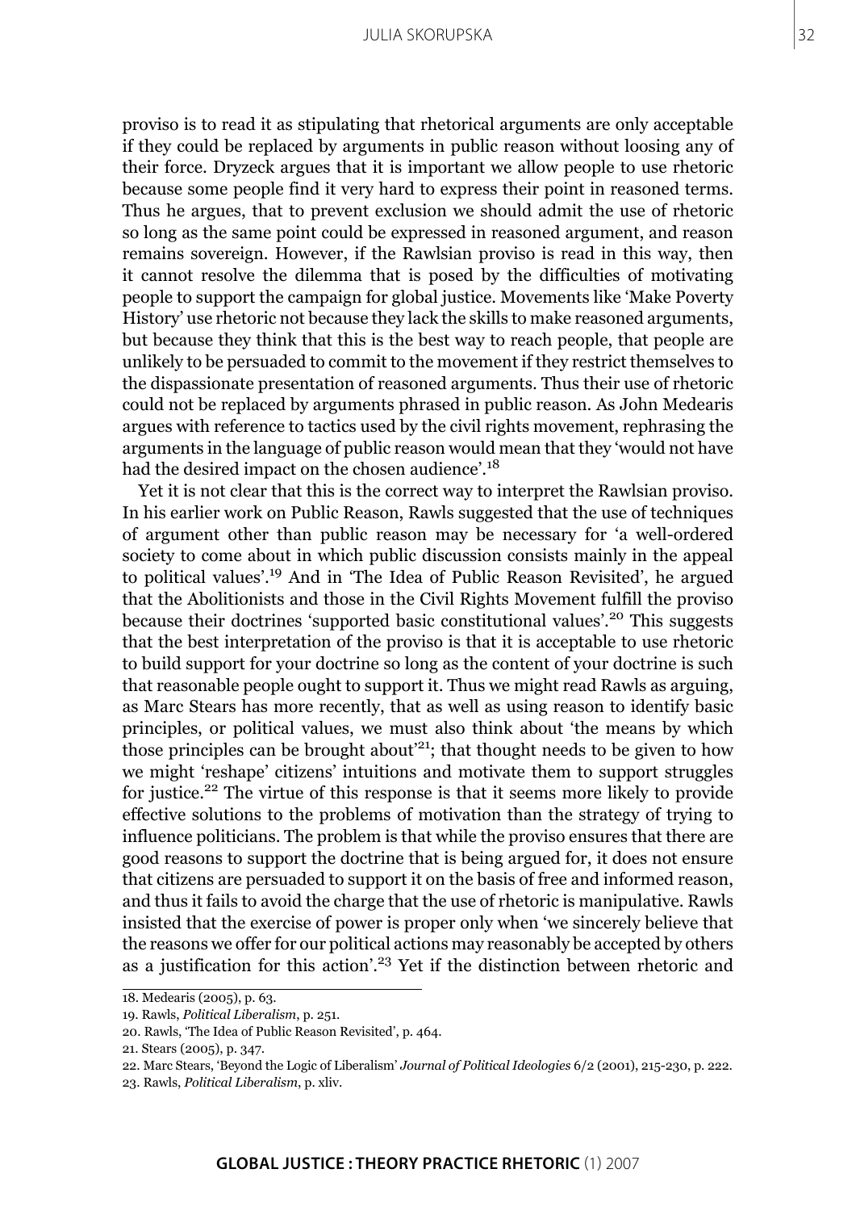proviso is to read it as stipulating that rhetorical arguments are only acceptable if they could be replaced by arguments in public reason without loosing any of their force. Dryzeck argues that it is important we allow people to use rhetoric because some people find it very hard to express their point in reasoned terms. Thus he argues, that to prevent exclusion we should admit the use of rhetoric so long as the same point could be expressed in reasoned argument, and reason remains sovereign. However, if the Rawlsian proviso is read in this way, then it cannot resolve the dilemma that is posed by the difficulties of motivating people to support the campaign for global justice. Movements like 'Make Poverty History' use rhetoric not because they lack the skills to make reasoned arguments, but because they think that this is the best way to reach people, that people are unlikely to be persuaded to commit to the movement if they restrict themselves to the dispassionate presentation of reasoned arguments. Thus their use of rhetoric could not be replaced by arguments phrased in public reason. As John Medearis argues with reference to tactics used by the civil rights movement, rephrasing the arguments in the language of public reason would mean that they 'would not have had the desired impact on the chosen audience'.[18]

Yet it is not clear that this is the correct way to interpret the Rawlsian proviso. In his earlier work on Public Reason, Rawls suggested that the use of techniques of argument other than public reason may be necessary for 'a well-ordered society to come about in which public discussion consists mainly in the appeal to political values'.[19] And in 'The Idea of Public Reason Revisited', he argued that the Abolitionists and those in the Civil Rights Movement fulfill the proviso because their doctrines 'supported basic constitutional values'.[20] This suggests that the best interpretation of the proviso is that it is acceptable to use rhetoric to build support for your doctrine so long as the content of your doctrine is such that reasonable people ought to support it. Thus we might read Rawls as arguing, as Marc Stears has more recently, that as well as using reason to identify basic principles, or political values, we must also think about 'the means by which those principles can be brought about'[21]; that thought needs to be given to how we might 'reshape' citizens' intuitions and motivate them to support struggles for justice.[22] The virtue of this response is that it seems more likely to provide effective solutions to the problems of motivation than the strategy of trying to influence politicians. The problem is that while the proviso ensures that there are good reasons to support the doctrine that is being argued for, it does not ensure that citizens are persuaded to support it on the basis of free and informed reason, and thus it fails to avoid the charge that the use of rhetoric is manipulative. Rawls insisted that the exercise of power is proper only when 'we sincerely believe that the reasons we offer for our political actions may reasonably be accepted by others as a justification for this action'.[23] Yet if the distinction between rhetoric and

18. Medearis (2005), p. 63.

19. Rawls, *Political Liberalism*, p. 251.

20. Rawls, 'The Idea of Public Reason Revisited', p. 464.

21. Stears (2005), p. 347.

22. Marc Stears, 'Beyond the Logic of Liberalism' *Journal of Political Ideologies* 6/2 (2001), 215-230, p. 222.

23. Rawls, *Political Liberalism*, p. xliv.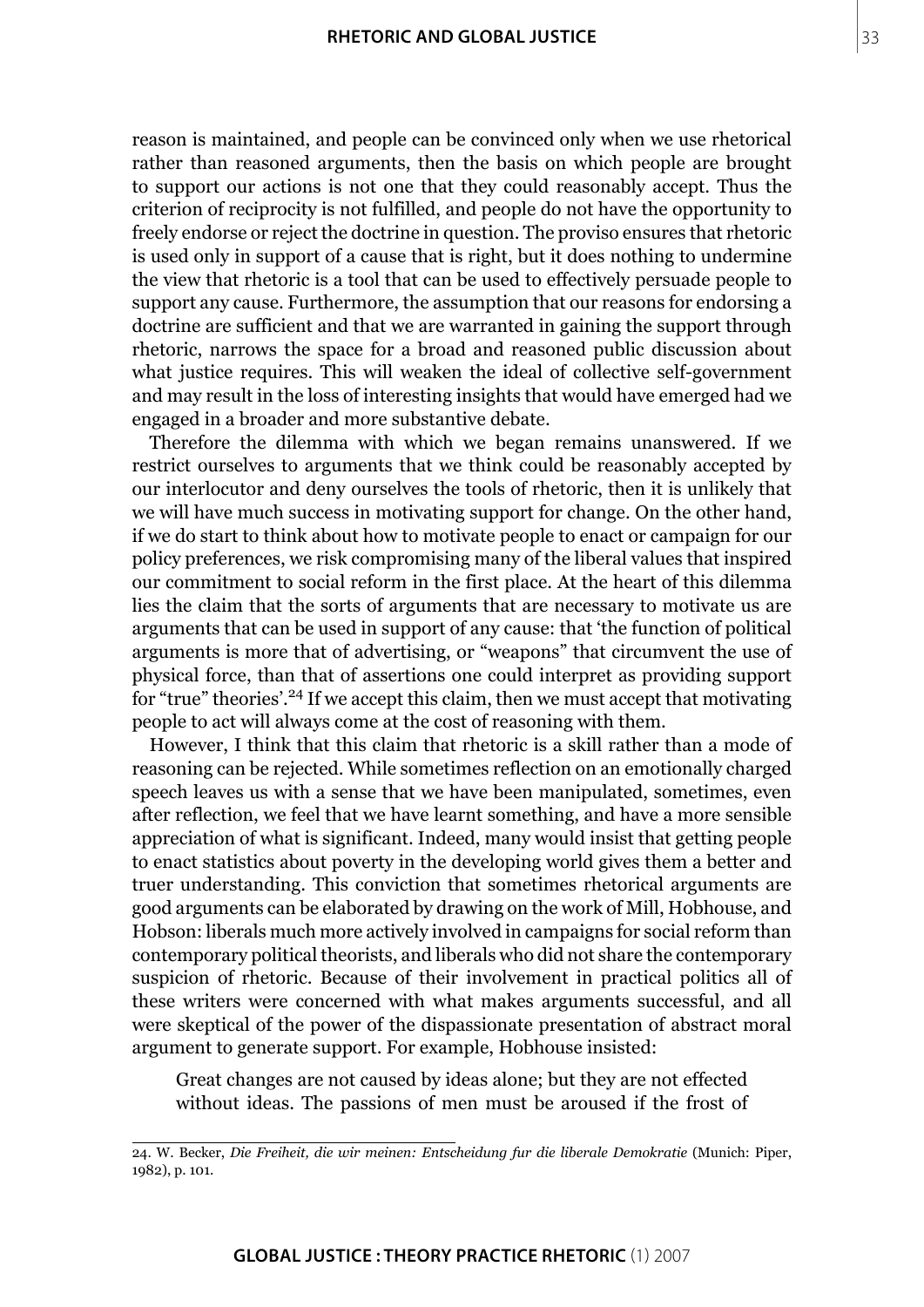reason is maintained, and people can be convinced only when we use rhetorical rather than reasoned arguments, then the basis on which people are brought to support our actions is not one that they could reasonably accept. Thus the criterion of reciprocity is not fulfilled, and people do not have the opportunity to freely endorse or reject the doctrine in question. The proviso ensures that rhetoric is used only in support of a cause that is right, but it does nothing to undermine the view that rhetoric is a tool that can be used to effectively persuade people to support any cause. Furthermore, the assumption that our reasons for endorsing a doctrine are sufficient and that we are warranted in gaining the support through rhetoric, narrows the space for a broad and reasoned public discussion about what justice requires. This will weaken the ideal of collective self-government and may result in the loss of interesting insights that would have emerged had we engaged in a broader and more substantive debate.

Therefore the dilemma with which we began remains unanswered. If we restrict ourselves to arguments that we think could be reasonably accepted by our interlocutor and deny ourselves the tools of rhetoric, then it is unlikely that we will have much success in motivating support for change. On the other hand, if we do start to think about how to motivate people to enact or campaign for our policy preferences, we risk compromising many of the liberal values that inspired our commitment to social reform in the first place. At the heart of this dilemma lies the claim that the sorts of arguments that are necessary to motivate us are arguments that can be used in support of any cause: that 'the function of political arguments is more that of advertising, or "weapons" that circumvent the use of physical force, than that of assertions one could interpret as providing support for "true" theories'.[24] If we accept this claim, then we must accept that motivating people to act will always come at the cost of reasoning with them.

However, I think that this claim that rhetoric is a skill rather than a mode of reasoning can be rejected. While sometimes reflection on an emotionally charged speech leaves us with a sense that we have been manipulated, sometimes, even after reflection, we feel that we have learnt something, and have a more sensible appreciation of what is significant. Indeed, many would insist that getting people to enact statistics about poverty in the developing world gives them a better and truer understanding. This conviction that sometimes rhetorical arguments are good arguments can be elaborated by drawing on the work of Mill, Hobhouse, and Hobson: liberals much more actively involved in campaigns for social reform than contemporary political theorists, and liberals who did not share the contemporary suspicion of rhetoric. Because of their involvement in practical politics all of these writers were concerned with what makes arguments successful, and all were skeptical of the power of the dispassionate presentation of abstract moral argument to generate support. For example, Hobhouse insisted:

> Great changes are not caused by ideas alone; but they are not effected without ideas. The passions of men must be aroused if the frost of

---

24. W. Becker, *Die Freiheit, die wir meinen: Entscheidung fur die liberale Demokratie* (Munich: Piper, 1982), p. 101.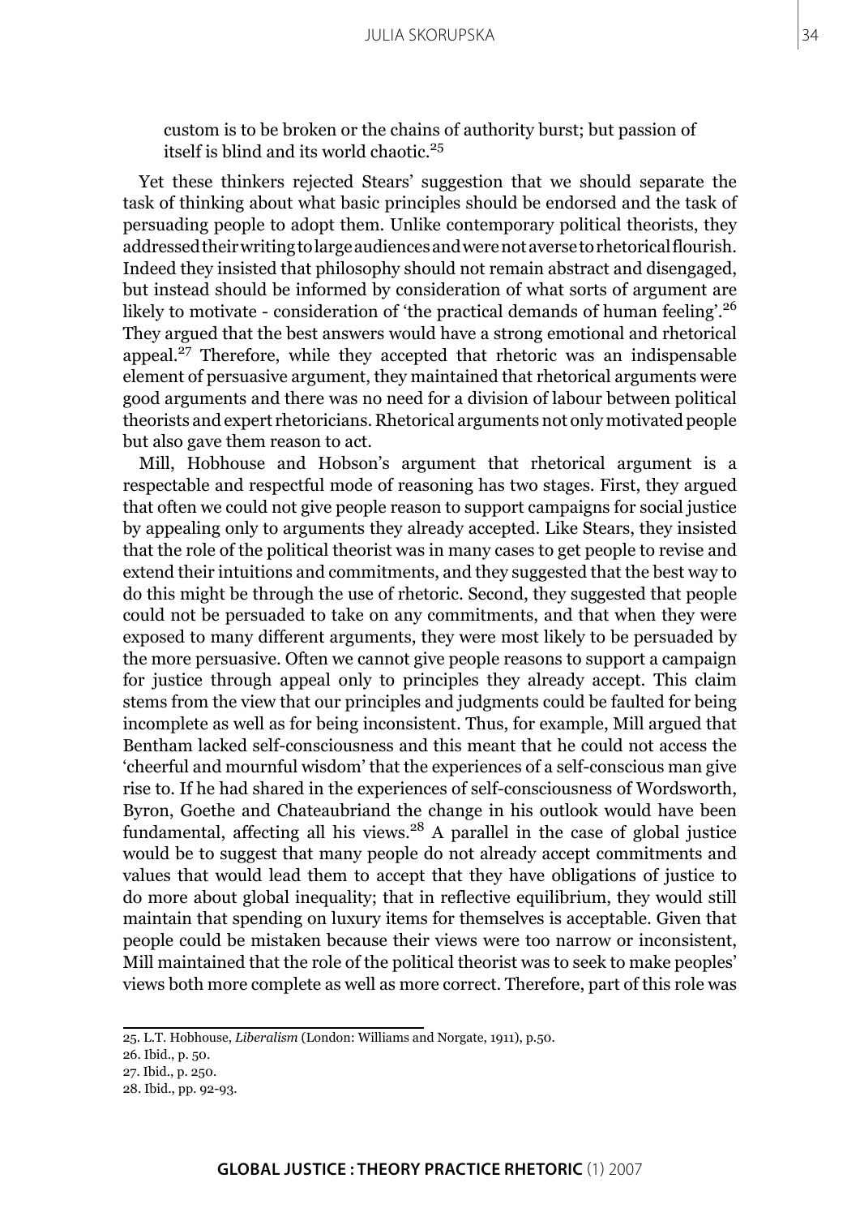> custom is to be broken or the chains of authority burst; but passion of itself is blind and its world chaotic.[25]

Yet these thinkers rejected Stears' suggestion that we should separate the task of thinking about what basic principles should be endorsed and the task of persuading people to adopt them. Unlike contemporary political theorists, they addressed their writing to large audiences and were not averse to rhetorical flourish. Indeed they insisted that philosophy should not remain abstract and disengaged, but instead should be informed by consideration of what sorts of argument are likely to motivate - consideration of 'the practical demands of human feeling'.[26] They argued that the best answers would have a strong emotional and rhetorical appeal.[27] Therefore, while they accepted that rhetoric was an indispensable element of persuasive argument, they maintained that rhetorical arguments were good arguments and there was no need for a division of labour between political theorists and expert rhetoricians. Rhetorical arguments not only motivated people but also gave them reason to act.

Mill, Hobhouse and Hobson's argument that rhetorical argument is a respectable and respectful mode of reasoning has two stages. First, they argued that often we could not give people reason to support campaigns for social justice by appealing only to arguments they already accepted. Like Stears, they insisted that the role of the political theorist was in many cases to get people to revise and extend their intuitions and commitments, and they suggested that the best way to do this might be through the use of rhetoric. Second, they suggested that people could not be persuaded to take on any commitments, and that when they were exposed to many different arguments, they were most likely to be persuaded by the more persuasive. Often we cannot give people reasons to support a campaign for justice through appeal only to principles they already accept. This claim stems from the view that our principles and judgments could be faulted for being incomplete as well as for being inconsistent. Thus, for example, Mill argued that Bentham lacked self-consciousness and this meant that he could not access the 'cheerful and mournful wisdom' that the experiences of a self-conscious man give rise to. If he had shared in the experiences of self-consciousness of Wordsworth, Byron, Goethe and Chateaubriand the change in his outlook would have been fundamental, affecting all his views.[28] A parallel in the case of global justice would be to suggest that many people do not already accept commitments and values that would lead them to accept that they have obligations of justice to do more about global inequality; that in reflective equilibrium, they would still maintain that spending on luxury items for themselves is acceptable. Given that people could be mistaken because their views were too narrow or inconsistent, Mill maintained that the role of the political theorist was to seek to make peoples' views both more complete as well as more correct. Therefore, part of this role was

25. L.T. Hobhouse, *Liberalism* (London: Williams and Norgate, 1911), p.50.

26. Ibid., p. 50.

27. Ibid., p. 250.

28. Ibid., pp. 92-93.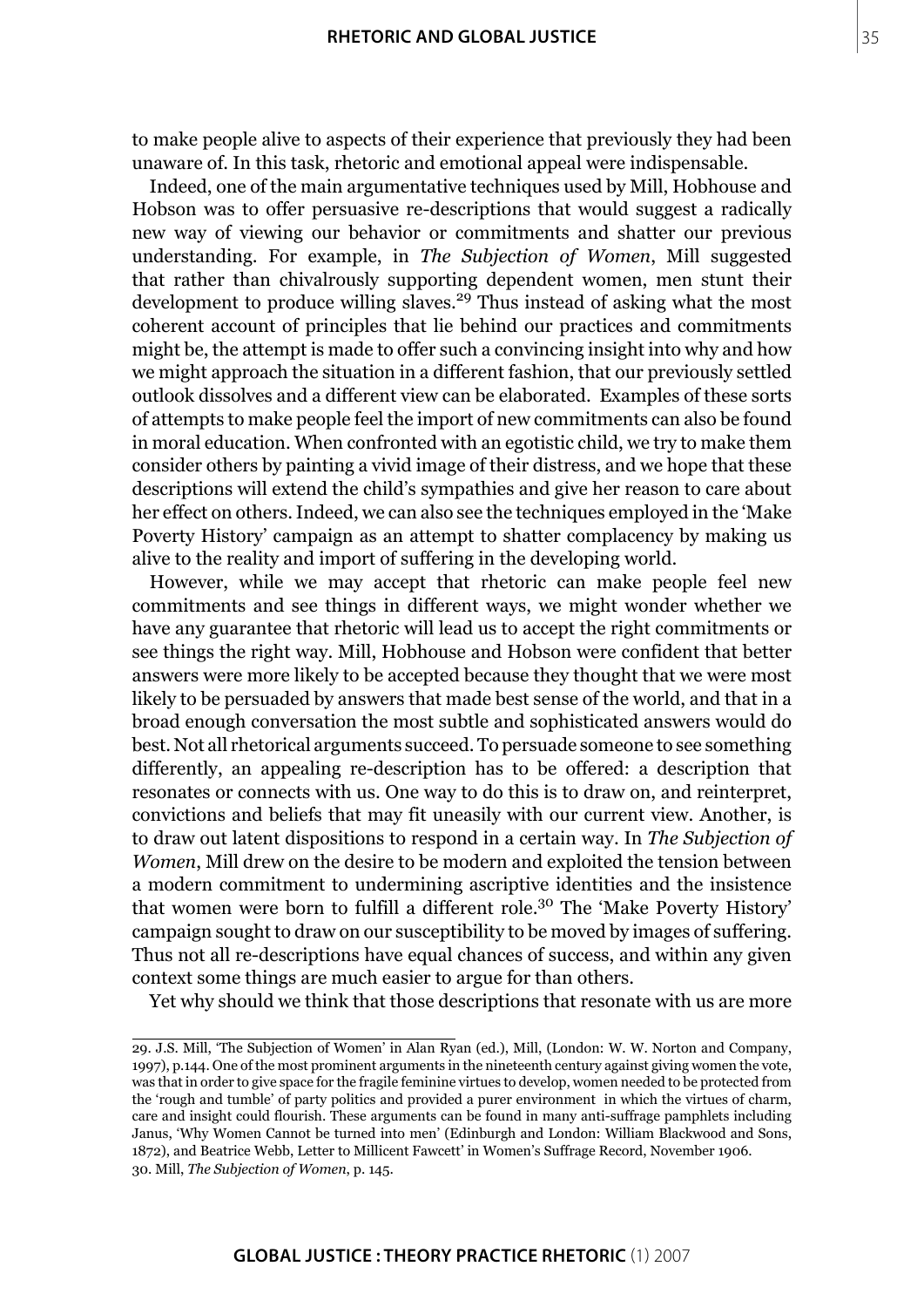to make people alive to aspects of their experience that previously they had been unaware of. In this task, rhetoric and emotional appeal were indispensable.

Indeed, one of the main argumentative techniques used by Mill, Hobhouse and Hobson was to offer persuasive re-descriptions that would suggest a radically new way of viewing our behavior or commitments and shatter our previous understanding. For example, in *The Subjection of Women*, Mill suggested that rather than chivalrously supporting dependent women, men stunt their development to produce willing slaves.[29] Thus instead of asking what the most coherent account of principles that lie behind our practices and commitments might be, the attempt is made to offer such a convincing insight into why and how we might approach the situation in a different fashion, that our previously settled outlook dissolves and a different view can be elaborated. Examples of these sorts of attempts to make people feel the import of new commitments can also be found in moral education. When confronted with an egotistic child, we try to make them consider others by painting a vivid image of their distress, and we hope that these descriptions will extend the child's sympathies and give her reason to care about her effect on others. Indeed, we can also see the techniques employed in the 'Make Poverty History' campaign as an attempt to shatter complacency by making us alive to the reality and import of suffering in the developing world.

However, while we may accept that rhetoric can make people feel new commitments and see things in different ways, we might wonder whether we have any guarantee that rhetoric will lead us to accept the right commitments or see things the right way. Mill, Hobhouse and Hobson were confident that better answers were more likely to be accepted because they thought that we were most likely to be persuaded by answers that made best sense of the world, and that in a broad enough conversation the most subtle and sophisticated answers would do best. Not all rhetorical arguments succeed. To persuade someone to see something differently, an appealing re-description has to be offered: a description that resonates or connects with us. One way to do this is to draw on, and reinterpret, convictions and beliefs that may fit uneasily with our current view. Another, is to draw out latent dispositions to respond in a certain way. In *The Subjection of Women*, Mill drew on the desire to be modern and exploited the tension between a modern commitment to undermining ascriptive identities and the insistence that women were born to fulfill a different role.[30] The 'Make Poverty History' campaign sought to draw on our susceptibility to be moved by images of suffering. Thus not all re-descriptions have equal chances of success, and within any given context some things are much easier to argue for than others.

Yet why should we think that those descriptions that resonate with us are more

---

29. J.S. Mill, 'The Subjection of Women' in Alan Ryan (ed.), Mill, (London: W. W. Norton and Company, 1997), p.144. One of the most prominent arguments in the nineteenth century against giving women the vote, was that in order to give space for the fragile feminine virtues to develop, women needed to be protected from the 'rough and tumble' of party politics and provided a purer environment in which the virtues of charm, care and insight could flourish. These arguments can be found in many anti-suffrage pamphlets including Janus, 'Why Women Cannot be turned into men' (Edinburgh and London: William Blackwood and Sons, 1872), and Beatrice Webb, Letter to Millicent Fawcett' in Women's Suffrage Record, November 1906.

30. Mill, *The Subjection of Women*, p. 145.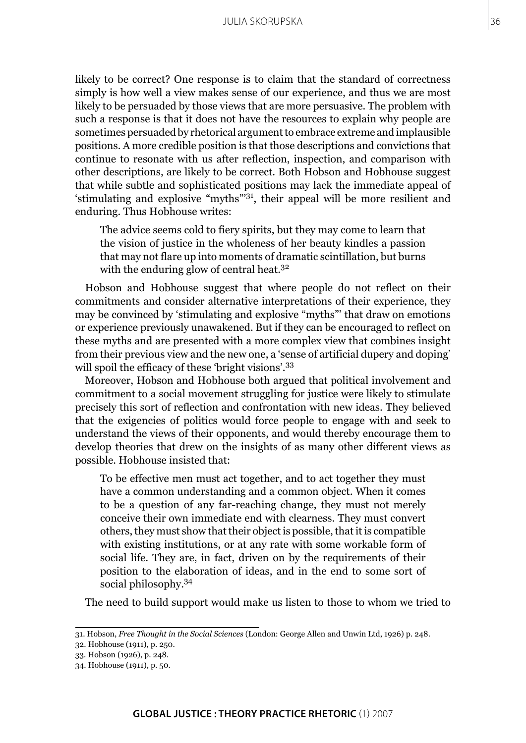likely to be correct? One response is to claim that the standard of correctness simply is how well a view makes sense of our experience, and thus we are most likely to be persuaded by those views that are more persuasive. The problem with such a response is that it does not have the resources to explain why people are sometimes persuaded by rhetorical argument to embrace extreme and implausible positions. A more credible position is that those descriptions and convictions that continue to resonate with us after reflection, inspection, and comparison with other descriptions, are likely to be correct. Both Hobson and Hobhouse suggest that while subtle and sophisticated positions may lack the immediate appeal of 'stimulating and explosive "myths"'[31], their appeal will be more resilient and enduring. Thus Hobhouse writes:

> The advice seems cold to fiery spirits, but they may come to learn that the vision of justice in the wholeness of her beauty kindles a passion that may not flare up into moments of dramatic scintillation, but burns with the enduring glow of central heat.[32]

Hobson and Hobhouse suggest that where people do not reflect on their commitments and consider alternative interpretations of their experience, they may be convinced by 'stimulating and explosive "myths"' that draw on emotions or experience previously unawakened. But if they can be encouraged to reflect on these myths and are presented with a more complex view that combines insight from their previous view and the new one, a 'sense of artificial dupery and doping' will spoil the efficacy of these 'bright visions'.[33]

Moreover, Hobson and Hobhouse both argued that political involvement and commitment to a social movement struggling for justice were likely to stimulate precisely this sort of reflection and confrontation with new ideas. They believed that the exigencies of politics would force people to engage with and seek to understand the views of their opponents, and would thereby encourage them to develop theories that drew on the insights of as many other different views as possible. Hobhouse insisted that:

> To be effective men must act together, and to act together they must have a common understanding and a common object. When it comes to be a question of any far-reaching change, they must not merely conceive their own immediate end with clearness. They must convert others, they must show that their object is possible, that it is compatible with existing institutions, or at any rate with some workable form of social life. They are, in fact, driven on by the requirements of their position to the elaboration of ideas, and in the end to some sort of social philosophy.[34]

The need to build support would make us listen to those to whom we tried to

---

31. Hobson, *Free Thought in the Social Sciences* (London: George Allen and Unwin Ltd, 1926) p. 248.
32. Hobhouse (1911), p. 250.
33. Hobson (1926), p. 248.
34. Hobhouse (1911), p. 50.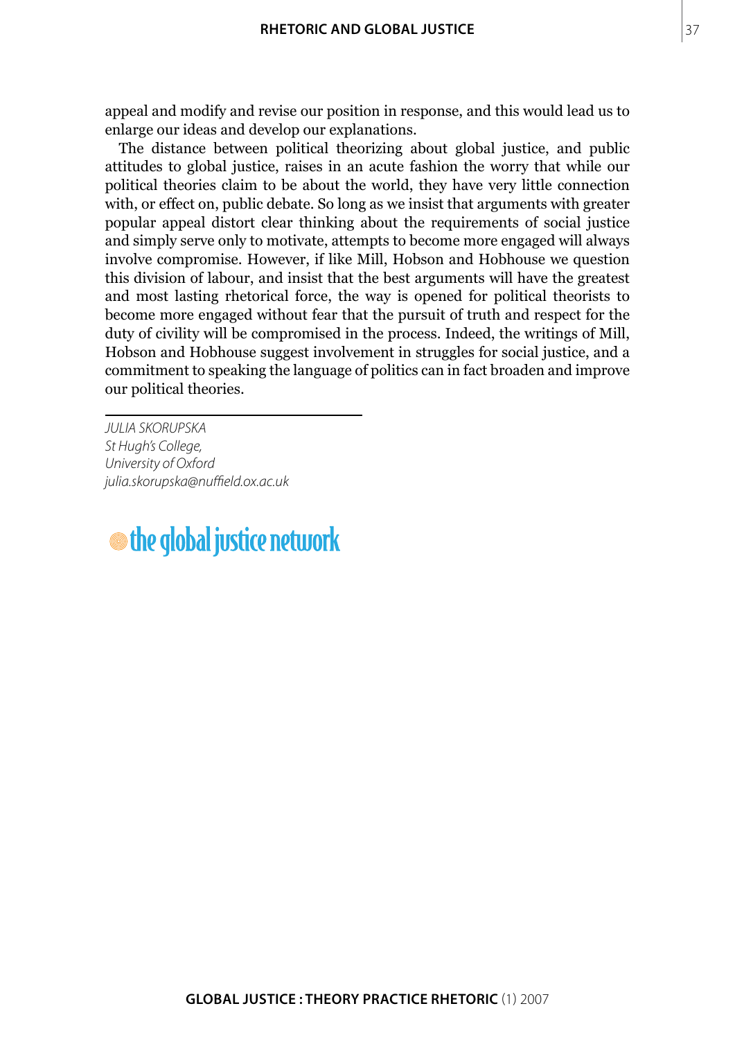appeal and modify and revise our position in response, and this would lead us to enlarge our ideas and develop our explanations.

The distance between political theorizing about global justice, and public attitudes to global justice, raises in an acute fashion the worry that while our political theories claim to be about the world, they have very little connection with, or effect on, public debate. So long as we insist that arguments with greater popular appeal distort clear thinking about the requirements of social justice and simply serve only to motivate, attempts to become more engaged will always involve compromise. However, if like Mill, Hobson and Hobhouse we question this division of labour, and insist that the best arguments will have the greatest and most lasting rhetorical force, the way is opened for political theorists to become more engaged without fear that the pursuit of truth and respect for the duty of civility will be compromised in the process. Indeed, the writings of Mill, Hobson and Hobhouse suggest involvement in struggles for social justice, and a commitment to speaking the language of politics can in fact broaden and improve our political theories.

---

*JULIA SKORUPSKA*
*St Hugh's College,*
*University of Oxford*
*julia.skorupska@nuffield.ox.ac.uk*

the global justice network